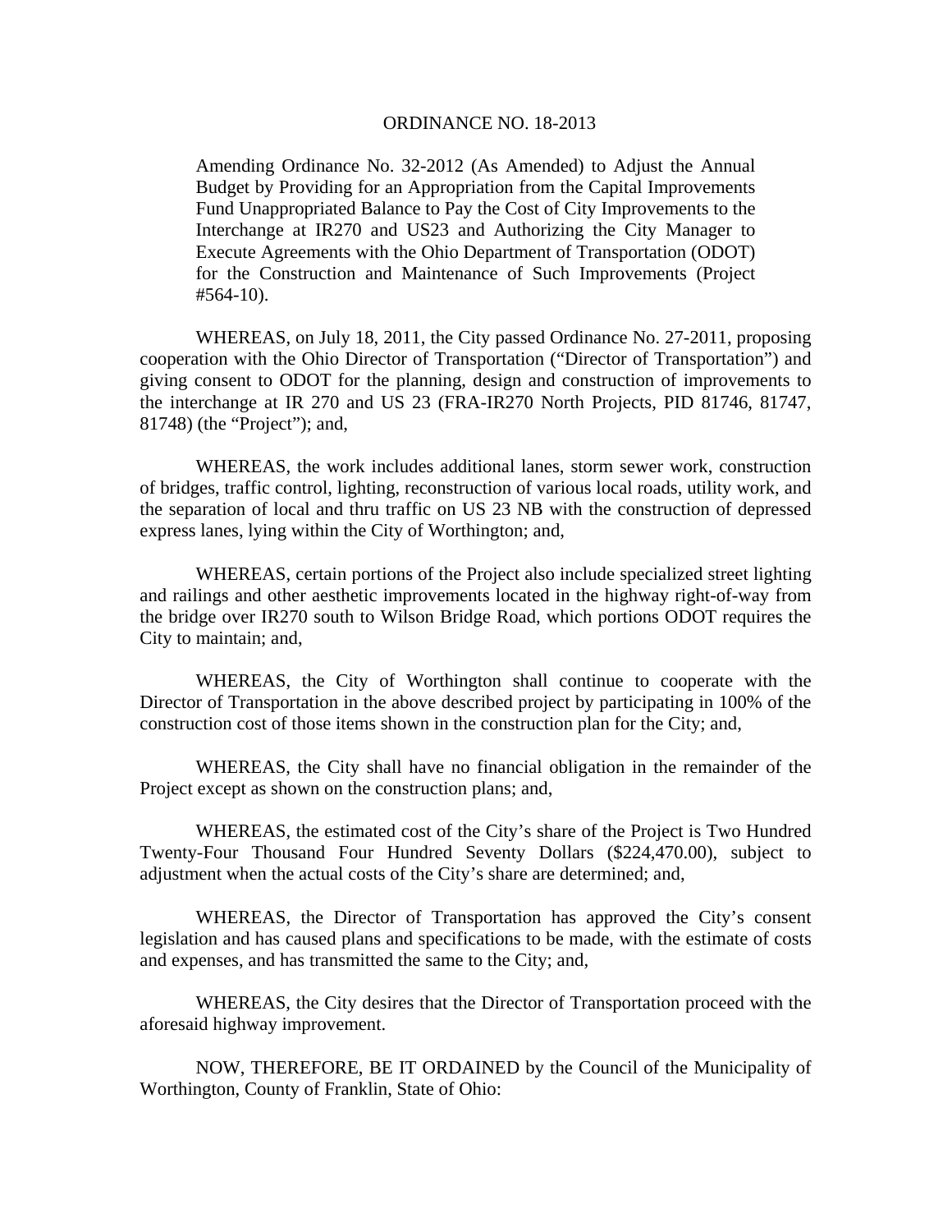# ORDINANCE NO. 18-2013

Amending Ordinance No. 32-2012 (As Amended) to Adjust the Annual Budget by Providing for an Appropriation from the Capital Improvements Fund Unappropriated Balance to Pay the Cost of City Improvements to the Interchange at IR270 and US23 and Authorizing the City Manager to Execute Agreements with the Ohio Department of Transportation (ODOT) for the Construction and Maintenance of Such Improvements (Project #564-10).

WHEREAS, on July 18, 2011, the City passed Ordinance No. 27-2011, proposing cooperation with the Ohio Director of Transportation ("Director of Transportation") and giving consent to ODOT for the planning, design and construction of improvements to the interchange at IR 270 and US 23 (FRA-IR270 North Projects, PID 81746, 81747, 81748) (the "Project"); and,

WHEREAS, the work includes additional lanes, storm sewer work, construction of bridges, traffic control, lighting, reconstruction of various local roads, utility work, and the separation of local and thru traffic on US 23 NB with the construction of depressed express lanes, lying within the City of Worthington; and,

WHEREAS, certain portions of the Project also include specialized street lighting and railings and other aesthetic improvements located in the highway right-of-way from the bridge over IR270 south to Wilson Bridge Road, which portions ODOT requires the City to maintain; and,

WHEREAS, the City of Worthington shall continue to cooperate with the Director of Transportation in the above described project by participating in 100% of the construction cost of those items shown in the construction plan for the City; and,

WHEREAS, the City shall have no financial obligation in the remainder of the Project except as shown on the construction plans; and,

WHEREAS, the estimated cost of the City's share of the Project is Two Hundred Twenty-Four Thousand Four Hundred Seventy Dollars ($224,470.00), subject to adjustment when the actual costs of the City's share are determined; and,

WHEREAS, the Director of Transportation has approved the City's consent legislation and has caused plans and specifications to be made, with the estimate of costs and expenses, and has transmitted the same to the City; and,

WHEREAS, the City desires that the Director of Transportation proceed with the aforesaid highway improvement.

NOW, THEREFORE, BE IT ORDAINED by the Council of the Municipality of Worthington, County of Franklin, State of Ohio: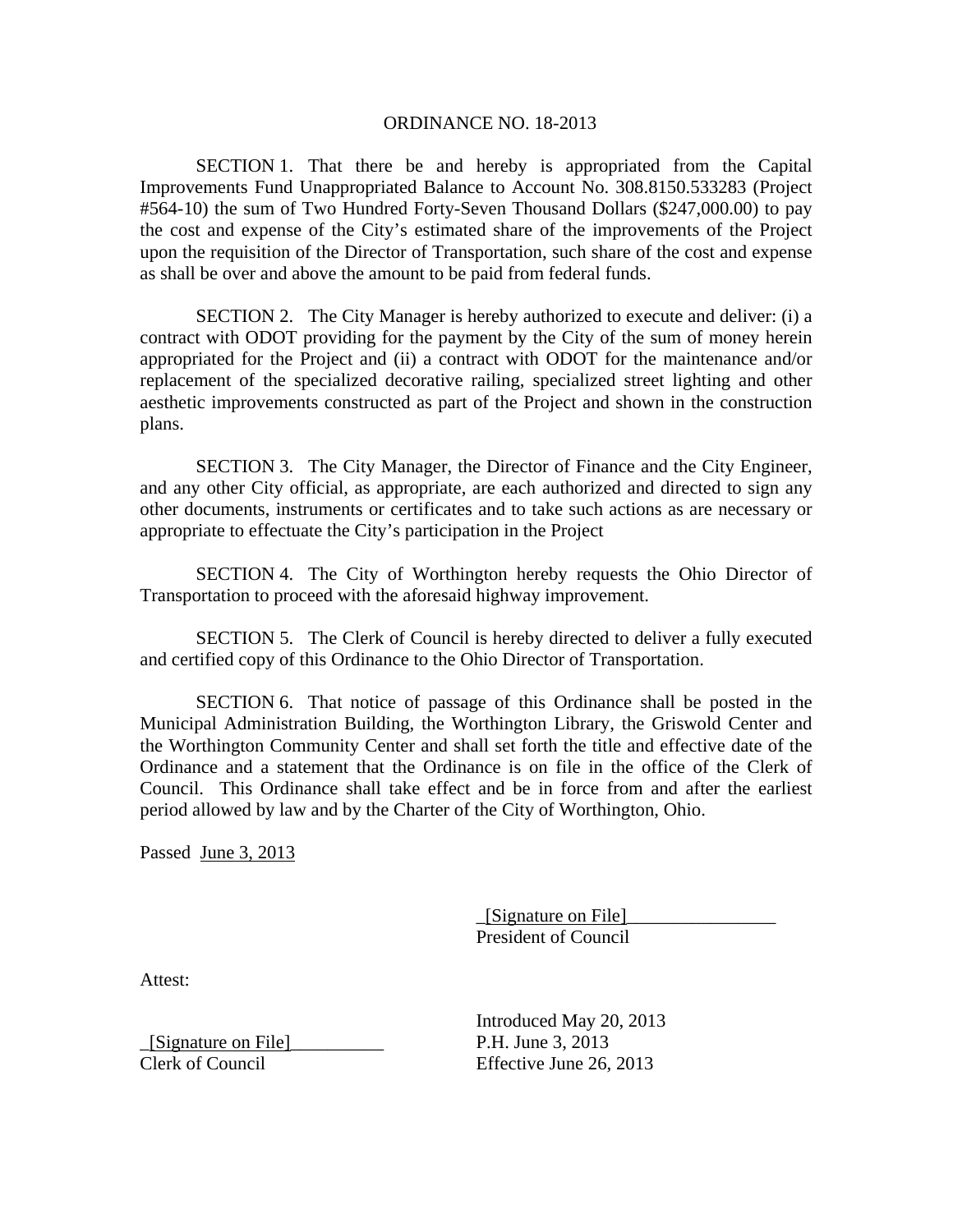ORDINANCE NO. 18-2013

SECTION 1. That there be and hereby is appropriated from the Capital Improvements Fund Unappropriated Balance to Account No. 308.8150.533283 (Project #564-10) the sum of Two Hundred Forty-Seven Thousand Dollars ($247,000.00) to pay the cost and expense of the City's estimated share of the improvements of the Project upon the requisition of the Director of Transportation, such share of the cost and expense as shall be over and above the amount to be paid from federal funds.

SECTION 2. The City Manager is hereby authorized to execute and deliver: (i) a contract with ODOT providing for the payment by the City of the sum of money herein appropriated for the Project and (ii) a contract with ODOT for the maintenance and/or replacement of the specialized decorative railing, specialized street lighting and other aesthetic improvements constructed as part of the Project and shown in the construction plans.

SECTION 3. The City Manager, the Director of Finance and the City Engineer, and any other City official, as appropriate, are each authorized and directed to sign any other documents, instruments or certificates and to take such actions as are necessary or appropriate to effectuate the City's participation in the Project

SECTION 4. The City of Worthington hereby requests the Ohio Director of Transportation to proceed with the aforesaid highway improvement.

SECTION 5. The Clerk of Council is hereby directed to deliver a fully executed and certified copy of this Ordinance to the Ohio Director of Transportation.

SECTION 6. That notice of passage of this Ordinance shall be posted in the Municipal Administration Building, the Worthington Library, the Griswold Center and the Worthington Community Center and shall set forth the title and effective date of the Ordinance and a statement that the Ordinance is on file in the office of the Clerk of Council. This Ordinance shall take effect and be in force from and after the earliest period allowed by law and by the Charter of the City of Worthington, Ohio.

Passed June 3, 2013

_[Signature on File]_________________
President of Council

Attest:

_[Signature on File]__________
Clerk of Council

Introduced May 20, 2013
P.H. June 3, 2013
Effective June 26, 2013